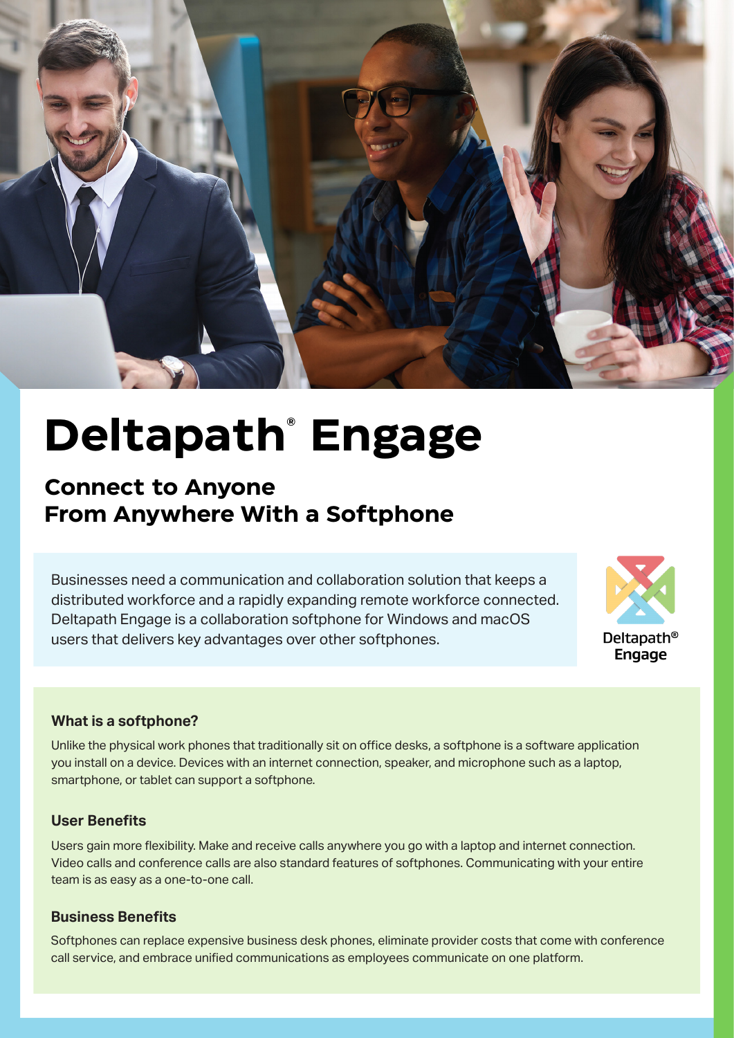# Deltapath® Engage

## Connect to Anyone From Anywhere With a Softphone

Businesses need a communication and collaboration solution that keeps a distributed workforce and a rapidly expanding remote workforce connected. Deltapath Engage is a collaboration softphone for Windows and macOS users that delivers key advantages over other softphones.

Deltapath® Engage

### What is a softphone?

Unlike the physical work phones that traditionally sit on office desks, a softphone is a software application you install on a device. Devices with an internet connection, speaker, and microphone such as a laptop, smartphone, or tablet can support a softphone.

### User Benefits

Users gain more flexibility. Make and receive calls anywhere you go with a laptop and internet connection. Video calls and conference calls are also standard features of softphones. Communicating with your entire team is as easy as a one-to-one call.

### Business Benefits

Softphones can replace expensive business desk phones, eliminate provider costs that come with conference call service, and embrace unified communications as employees communicate on one platform.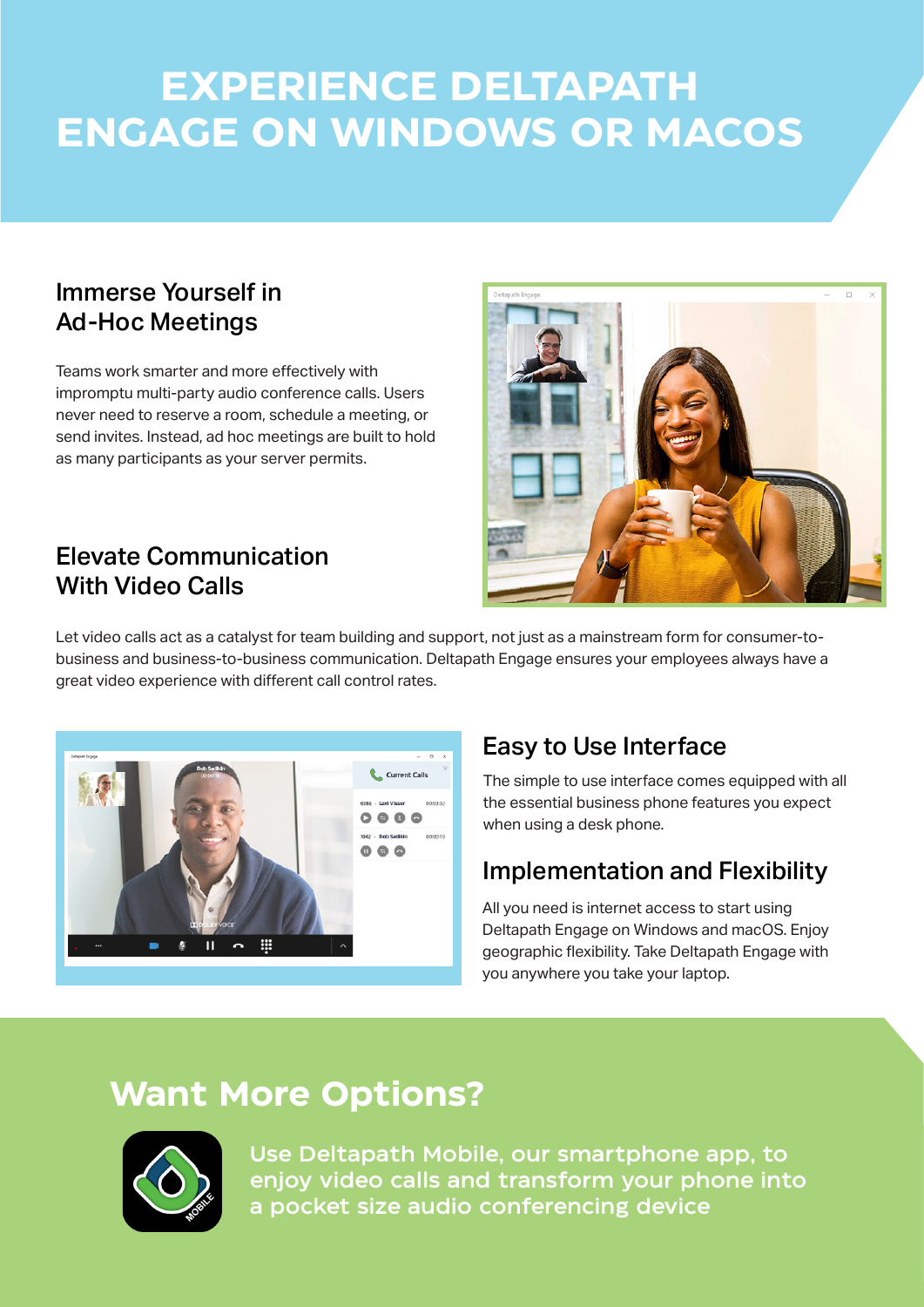# EXPERIENCE DELTAPATH ENGAGE ON WINDOWS OR MACOS

## Immerse Yourself in Ad-Hoc Meetings

Teams work smarter and more effectively with impromptu multi-party audio conference calls. Users never need to reserve a room, schedule a meeting, or send invites. Instead, ad hoc meetings are built to hold as many participants as your server permits.

## Elevate Communication With Video Calls

Let video calls act as a catalyst for team building and support, not just as a mainstream form for consumer-to-business and business-to-business communication. Deltapath Engage ensures your employees always have a great video experience with different call control rates.

## Easy to Use Interface

The simple to use interface comes equipped with all the essential business phone features you expect when using a desk phone.

## Implementation and Flexibility

All you need is internet access to start using Deltapath Engage on Windows and macOS. Enjoy geographic flexibility. Take Deltapath Engage with you anywhere you take your laptop.

## Want More Options?

Use Deltapath Mobile, our smartphone app, to enjoy video calls and transform your phone into a pocket size audio conferencing device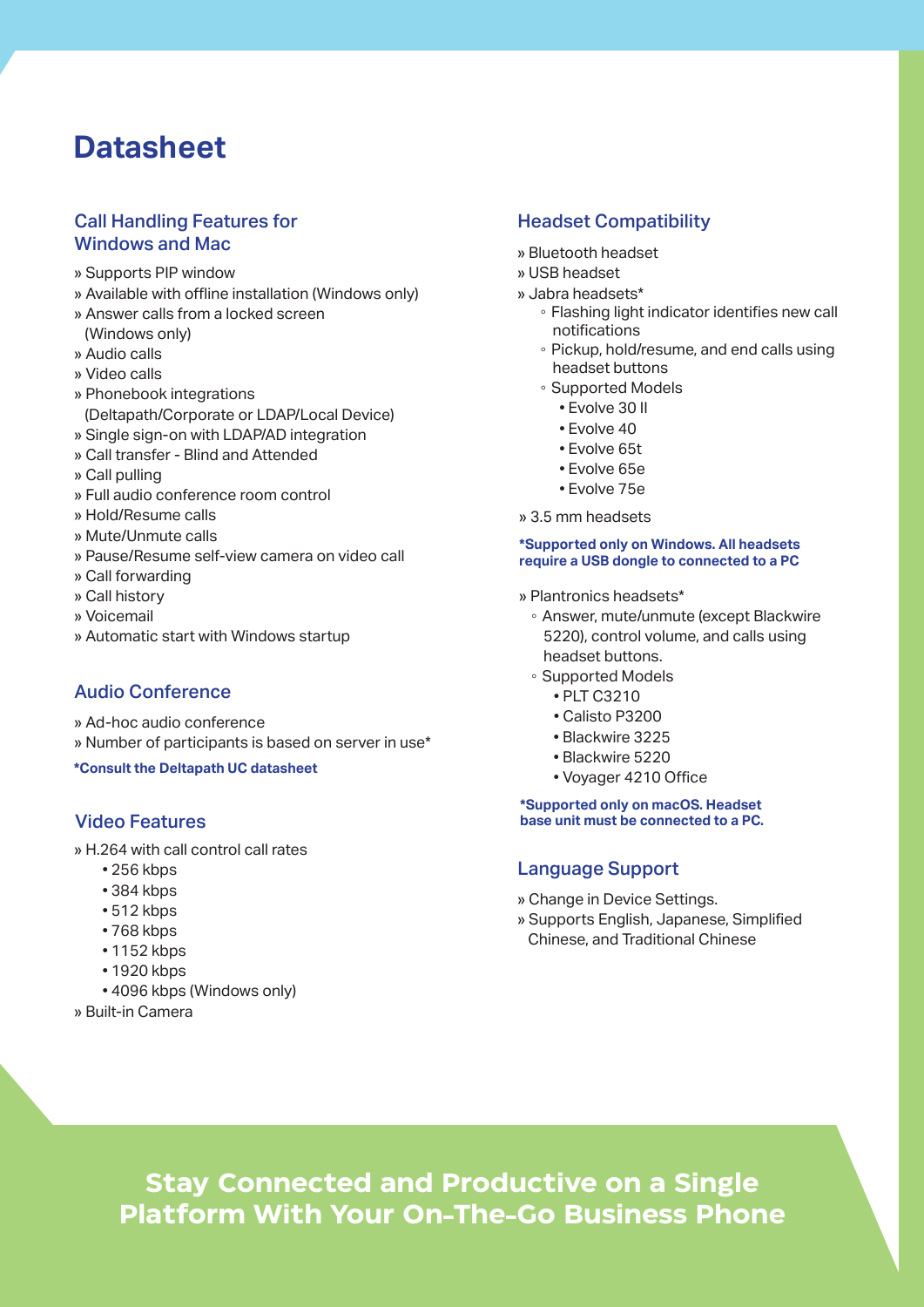# Datasheet

## Call Handling Features for Windows and Mac

- Supports PIP window
- Available with offline installation (Windows only)
- Answer calls from a locked screen (Windows only)
- Audio calls
- Video calls
- Phonebook integrations (Deltapath/Corporate or LDAP/Local Device)
- Single sign-on with LDAP/AD integration
- Call transfer - Blind and Attended
- Call pulling
- Full audio conference room control
- Hold/Resume calls
- Mute/Unmute calls
- Pause/Resume self-view camera on video call
- Call forwarding
- Call history
- Voicemail
- Automatic start with Windows startup

## Audio Conference

- Ad-hoc audio conference
- Number of participants is based on server in use*

**\*Consult the Deltapath UC datasheet**

## Video Features

- H.264 with call control call rates
  - 256 kbps
  - 384 kbps
  - 512 kbps
  - 768 kbps
  - 1152 kbps
  - 1920 kbps
  - 4096 kbps (Windows only)
- Built-in Camera

## Headset Compatibility

- Bluetooth headset
- USB headset
- Jabra headsets*
  - Flashing light indicator identifies new call notifications
  - Pickup, hold/resume, and end calls using headset buttons
  - Supported Models
    - Evolve 30 II
    - Evolve 40
    - Evolve 65t
    - Evolve 65e
    - Evolve 75e
- 3.5 mm headsets

**\*Supported only on Windows. All headsets require a USB dongle to connected to a PC**

- Plantronics headsets*
  - Answer, mute/unmute (except Blackwire 5220), control volume, and calls using headset buttons.
  - Supported Models
    - PLT C3210
    - Calisto P3200
    - Blackwire 3225
    - Blackwire 5220
    - Voyager 4210 Office

**\*Supported only on macOS. Headset base unit must be connected to a PC.**

## Language Support

- Change in Device Settings.
- Supports English, Japanese, Simplified Chinese, and Traditional Chinese

**Stay Connected and Productive on a Single Platform With Your On-The-Go Business Phone**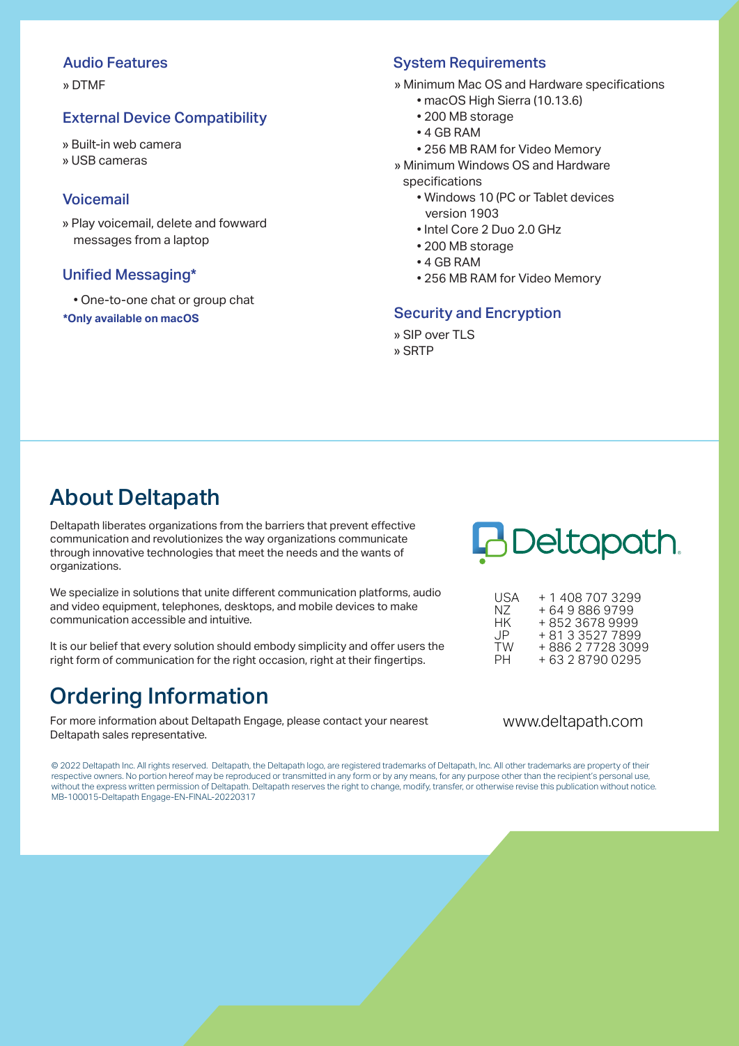### Audio Features

» DTMF

### External Device Compatibility

» Built-in web camera
» USB cameras

### Voicemail

» Play voicemail, delete and fowward messages from a laptop

### Unified Messaging*

- One-to-one chat or group chat

**\*Only available on macOS**

### System Requirements

» Minimum Mac OS and Hardware specifications

- macOS High Sierra (10.13.6)
- 200 MB storage
- 4 GB RAM
- 256 MB RAM for Video Memory

» Minimum Windows OS and Hardware specifications

- Windows 10 (PC or Tablet devices version 1903
- Intel Core 2 Duo 2.0 GHz
- 200 MB storage
- 4 GB RAM
- 256 MB RAM for Video Memory

### Security and Encryption

» SIP over TLS
» SRTP

## About Deltapath

Deltapath liberates organizations from the barriers that prevent effective communication and revolutionizes the way organizations communicate through innovative technologies that meet the needs and the wants of organizations.

We specialize in solutions that unite different communication platforms, audio and video equipment, telephones, desktops, and mobile devices to make communication accessible and intuitive.

It is our belief that every solution should embody simplicity and offer users the right form of communication for the right occasion, right at their fingertips.

Deltapath

| | |
|---|---|
| USA | + 1 408 707 3299 |
| NZ | + 64 9 886 9799 |
| HK | + 852 3678 9999 |
| JP | + 81 3 3527 7899 |
| TW | + 886 2 7728 3099 |
| PH | + 63 2 8790 0295 |

www.deltapath.com

## Ordering Information

For more information about Deltapath Engage, please contact your nearest Deltapath sales representative.

© 2022 Deltapath Inc. All rights reserved. Deltapath, the Deltapath logo, are registered trademarks of Deltapath, Inc. All other trademarks are property of their respective owners. No portion hereof may be reproduced or transmitted in any form or by any means, for any purpose other than the recipient's personal use, without the express written permission of Deltapath. Deltapath reserves the right to change, modify, transfer, or otherwise revise this publication without notice.
MB-100015-Deltapath Engage-EN-FINAL-20220317